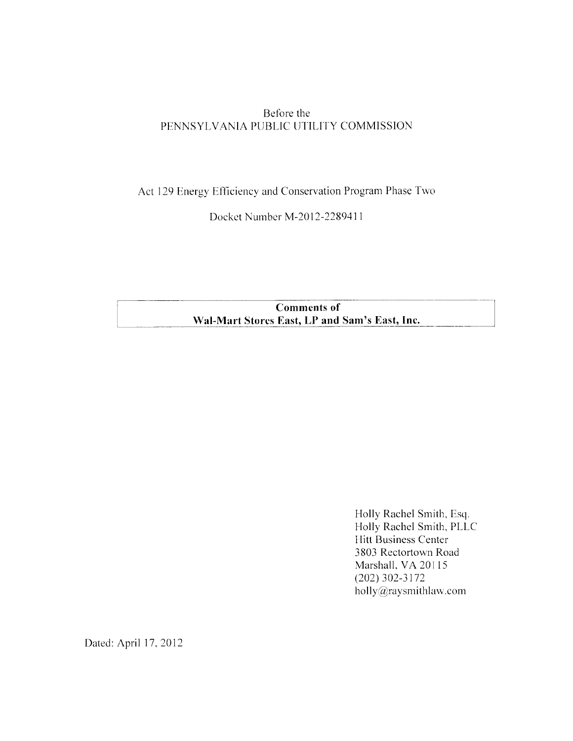Before the
PENNSYLVANIA PUBLIC UTILITY COMMISSION

Act 129 Energy Efficiency and Conservation Program Phase Two

Docket Number M-2012-2289411

**Comments of**
**Wal-Mart Stores East, LP and Sam's East, Inc.**

Holly Rachel Smith, Esq.
Holly Rachel Smith, PLLC
Hitt Business Center
3803 Rectortown Road
Marshall, VA 20115
(202) 302-3172
holly@raysmithlaw.com

Dated: April 17, 2012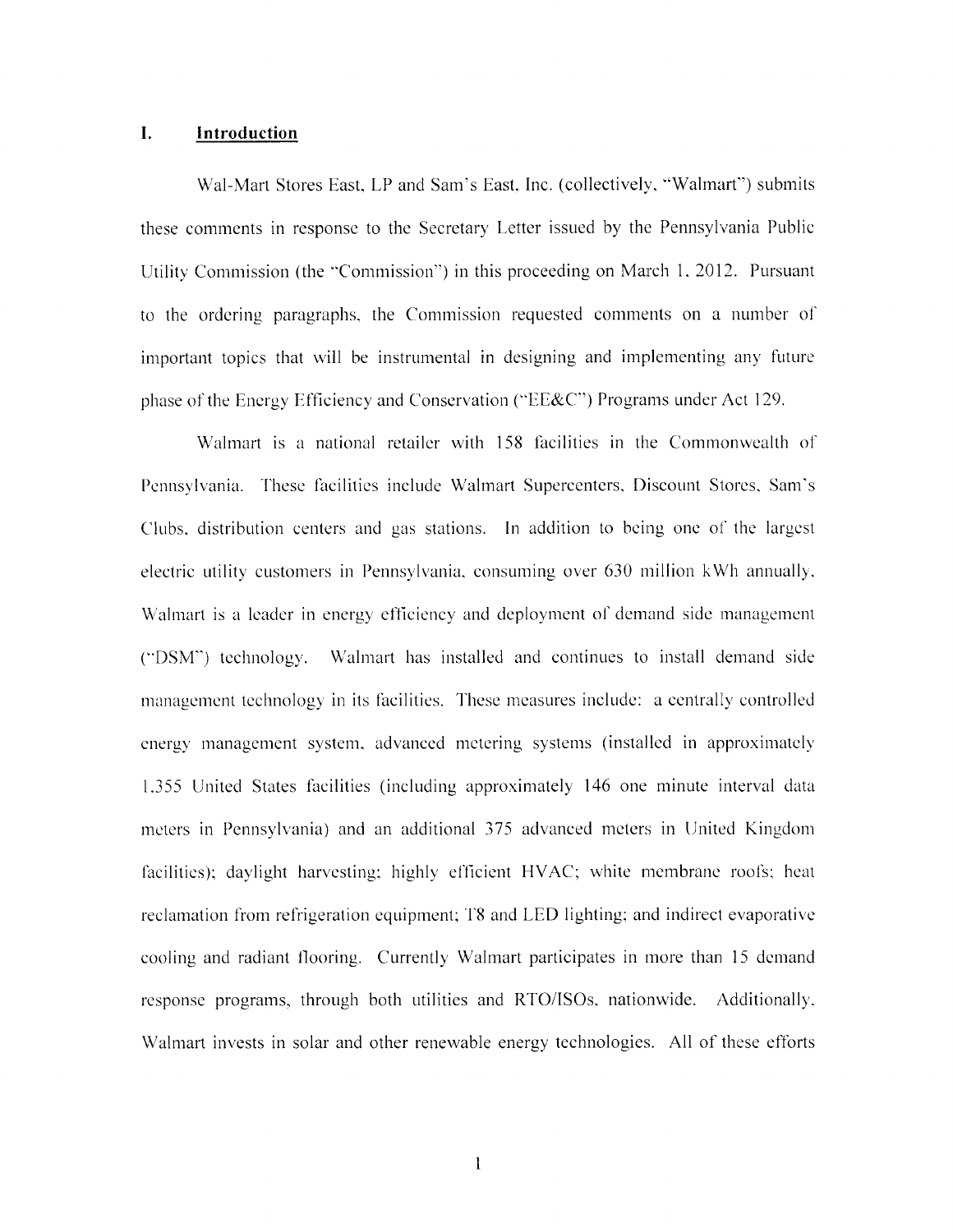## I. Introduction

Wal-Mart Stores East, LP and Sam's East, Inc. (collectively, "Walmart") submits these comments in response to the Secretary Letter issued by the Pennsylvania Public Utility Commission (the "Commission") in this proceeding on March 1, 2012. Pursuant to the ordering paragraphs, the Commission requested comments on a number of important topics that will be instrumental in designing and implementing any future phase of the Energy Efficiency and Conservation ("EE&C") Programs under Act 129.

Walmart is a national retailer with 158 facilities in the Commonwealth of Pennsylvania. These facilities include Walmart Supercenters, Discount Stores, Sam's Clubs, distribution centers and gas stations. In addition to being one of the largest electric utility customers in Pennsylvania, consuming over 630 million kWh annually, Walmart is a leader in energy efficiency and deployment of demand side management ("DSM") technology. Walmart has installed and continues to install demand side management technology in its facilities. These measures include: a centrally controlled energy management system, advanced metering systems (installed in approximately 1,355 United States facilities (including approximately 146 one minute interval data meters in Pennsylvania) and an additional 375 advanced meters in United Kingdom facilities); daylight harvesting; highly efficient HVAC; white membrane roofs; heat reclamation from refrigeration equipment; T8 and LED lighting; and indirect evaporative cooling and radiant flooring. Currently Walmart participates in more than 15 demand response programs, through both utilities and RTO/ISOs, nationwide. Additionally, Walmart invests in solar and other renewable energy technologies. All of these efforts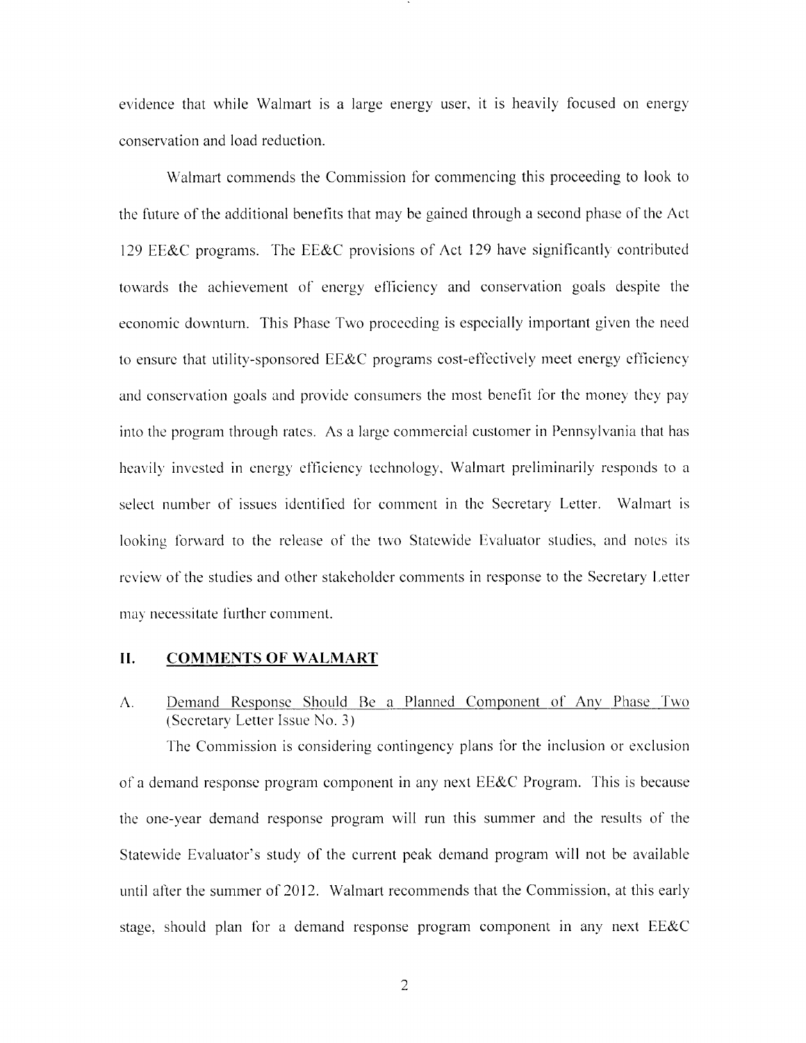evidence that while Walmart is a large energy user, it is heavily focused on energy conservation and load reduction.

Walmart commends the Commission for commencing this proceeding to look to the future of the additional benefits that may be gained through a second phase of the Act 129 EE&C programs. The EE&C provisions of Act 129 have significantly contributed towards the achievement of energy efficiency and conservation goals despite the economic downturn. This Phase Two proceeding is especially important given the need to ensure that utility-sponsored EE&C programs cost-effectively meet energy efficiency and conservation goals and provide consumers the most benefit for the money they pay into the program through rates. As a large commercial customer in Pennsylvania that has heavily invested in energy efficiency technology, Walmart preliminarily responds to a select number of issues identified for comment in the Secretary Letter. Walmart is looking forward to the release of the two Statewide Evaluator studies, and notes its review of the studies and other stakeholder comments in response to the Secretary Letter may necessitate further comment.

## II. COMMENTS OF WALMART

### A. Demand Response Should Be a Planned Component of Any Phase Two (Secretary Letter Issue No. 3)

The Commission is considering contingency plans for the inclusion or exclusion of a demand response program component in any next EE&C Program. This is because the one-year demand response program will run this summer and the results of the Statewide Evaluator's study of the current peak demand program will not be available until after the summer of 2012. Walmart recommends that the Commission, at this early stage, should plan for a demand response program component in any next EE&C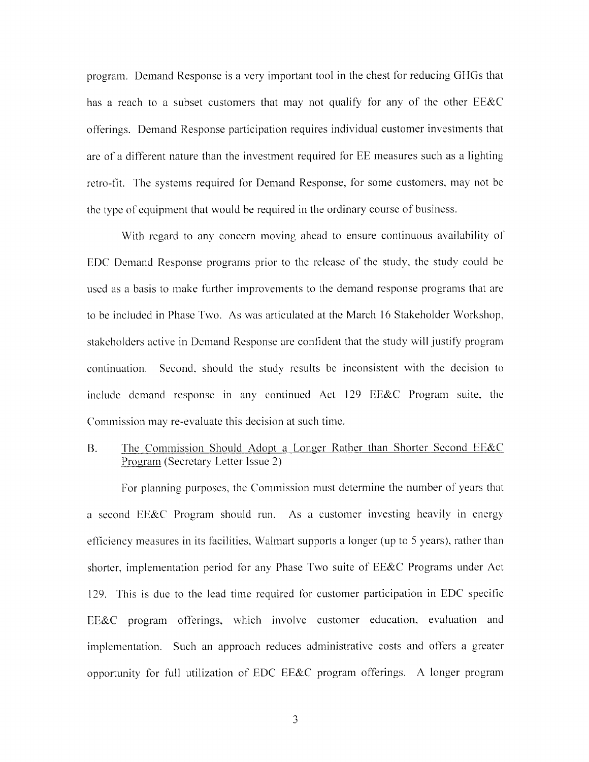program. Demand Response is a very important tool in the chest for reducing GHGs that has a reach to a subset customers that may not qualify for any of the other EE&C offerings. Demand Response participation requires individual customer investments that are of a different nature than the investment required for EE measures such as a lighting retro-fit. The systems required for Demand Response, for some customers, may not be the type of equipment that would be required in the ordinary course of business.

With regard to any concern moving ahead to ensure continuous availability of EDC Demand Response programs prior to the release of the study, the study could be used as a basis to make further improvements to the demand response programs that are to be included in Phase Two. As was articulated at the March 16 Stakeholder Workshop, stakeholders active in Demand Response are confident that the study will justify program continuation. Second, should the study results be inconsistent with the decision to include demand response in any continued Act 129 EE&C Program suite, the Commission may re-evaluate this decision at such time.

B. <u>The Commission Should Adopt a Longer Rather than Shorter Second EE&C Program</u> (Secretary Letter Issue 2)

For planning purposes, the Commission must determine the number of years that a second EE&C Program should run. As a customer investing heavily in energy efficiency measures in its facilities, Walmart supports a longer (up to 5 years), rather than shorter, implementation period for any Phase Two suite of EE&C Programs under Act 129. This is due to the lead time required for customer participation in EDC specific EE&C program offerings, which involve customer education, evaluation and implementation. Such an approach reduces administrative costs and offers a greater opportunity for full utilization of EDC EE&C program offerings. A longer program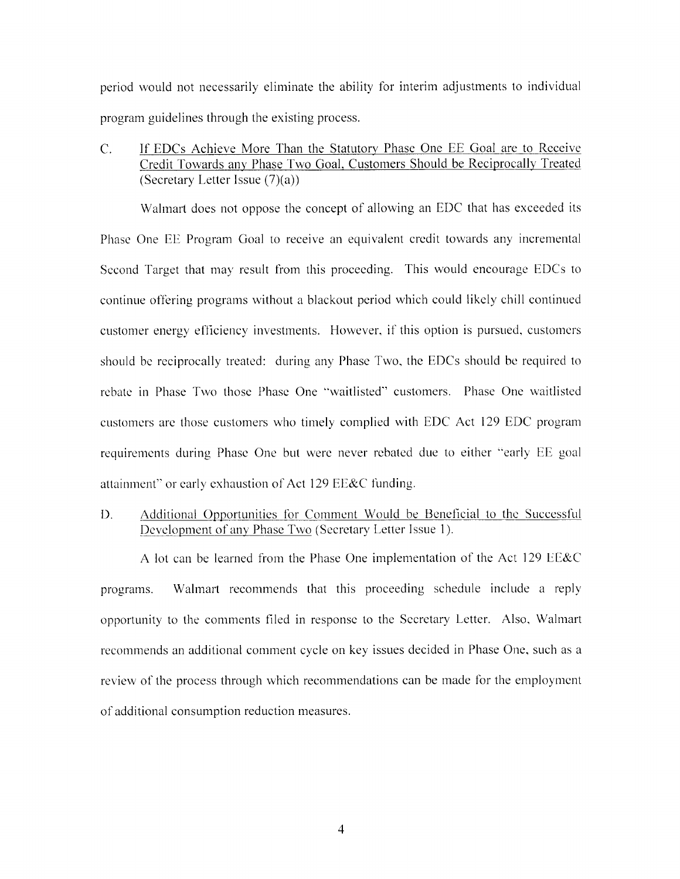period would not necessarily eliminate the ability for interim adjustments to individual program guidelines through the existing process.

C. <u>If EDCs Achieve More Than the Statutory Phase One EE Goal are to Receive Credit Towards any Phase Two Goal, Customers Should be Reciprocally Treated</u> (Secretary Letter Issue (7)(a))

Walmart does not oppose the concept of allowing an EDC that has exceeded its Phase One EE Program Goal to receive an equivalent credit towards any incremental Second Target that may result from this proceeding. This would encourage EDCs to continue offering programs without a blackout period which could likely chill continued customer energy efficiency investments. However, if this option is pursued, customers should be reciprocally treated: during any Phase Two, the EDCs should be required to rebate in Phase Two those Phase One "waitlisted" customers. Phase One waitlisted customers are those customers who timely complied with EDC Act 129 EDC program requirements during Phase One but were never rebated due to either "early EE goal attainment" or early exhaustion of Act 129 EE&C funding.

D. <u>Additional Opportunities for Comment Would be Beneficial to the Successful Development of any Phase Two</u> (Secretary Letter Issue 1).

A lot can be learned from the Phase One implementation of the Act 129 EE&C programs. Walmart recommends that this proceeding schedule include a reply opportunity to the comments filed in response to the Secretary Letter. Also, Walmart recommends an additional comment cycle on key issues decided in Phase One, such as a review of the process through which recommendations can be made for the employment of additional consumption reduction measures.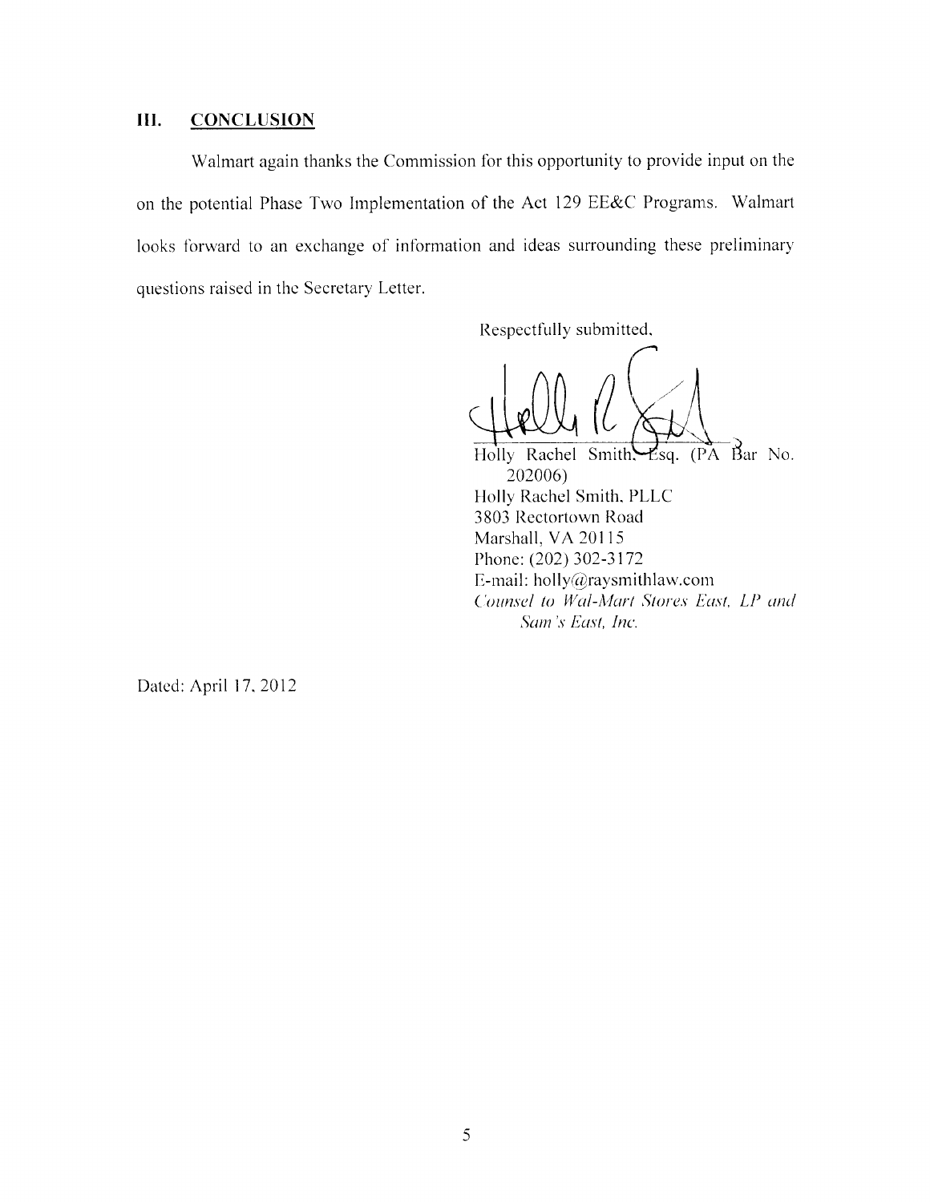## III. CONCLUSION

Walmart again thanks the Commission for this opportunity to provide input on the on the potential Phase Two Implementation of the Act 129 EE&C Programs. Walmart looks forward to an exchange of information and ideas surrounding these preliminary questions raised in the Secretary Letter.

Respectfully submitted,

Holly Rachel Smith, Esq. (PA Bar No. 202006)
Holly Rachel Smith, PLLC
3803 Rectortown Road
Marshall, VA 20115
Phone: (202) 302-3172
E-mail: holly@raysmithlaw.com
*Counsel to Wal-Mart Stores East, LP and Sam's East, Inc.*

Dated: April 17, 2012